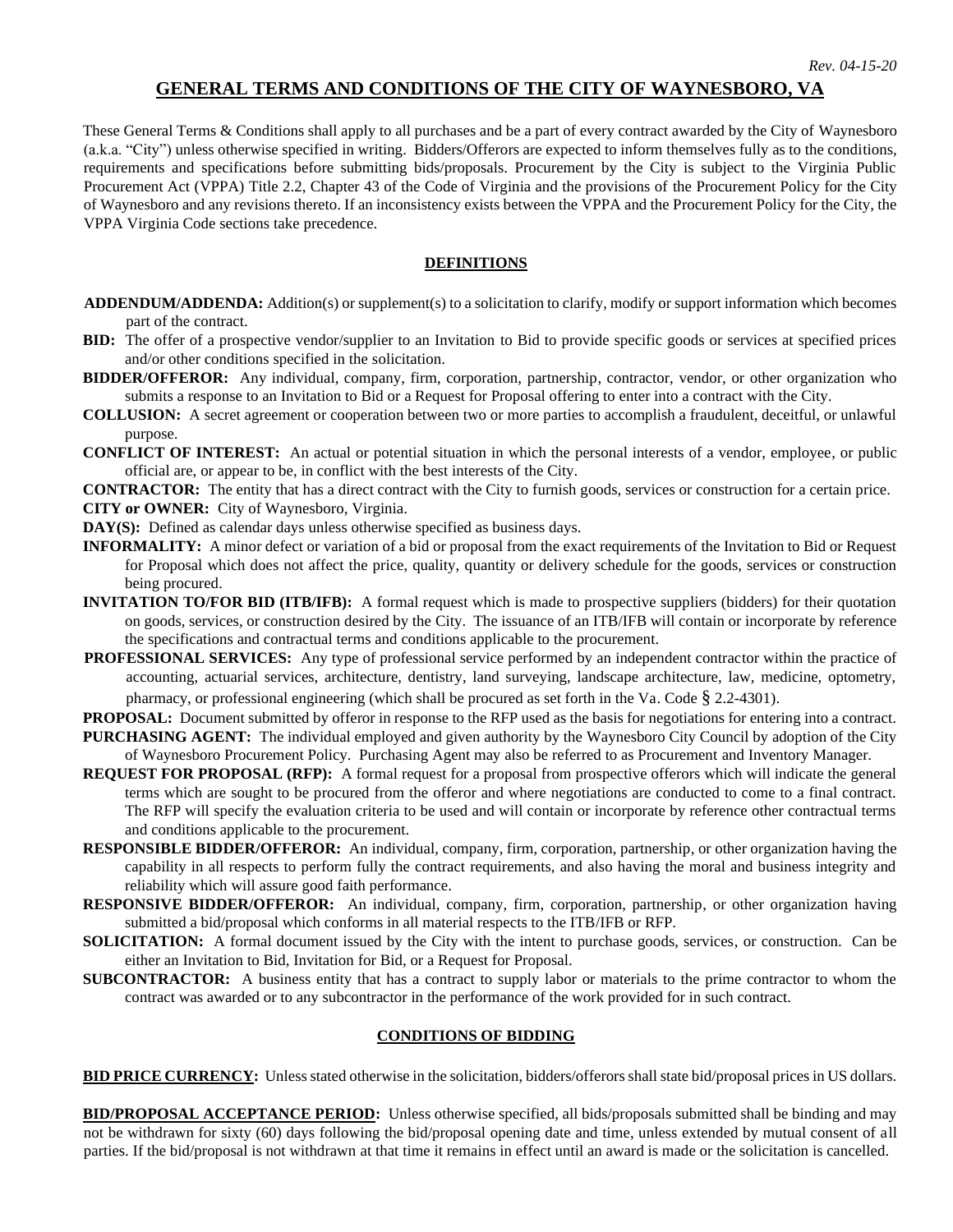*Rev. 04-15-20*

# GENERAL TERMS AND CONDITIONS OF THE CITY OF WAYNESBORO, VA

These General Terms & Conditions shall apply to all purchases and be a part of every contract awarded by the City of Waynesboro (a.k.a. "City") unless otherwise specified in writing. Bidders/Offerors are expected to inform themselves fully as to the conditions, requirements and specifications before submitting bids/proposals. Procurement by the City is subject to the Virginia Public Procurement Act (VPPA) Title 2.2, Chapter 43 of the Code of Virginia and the provisions of the Procurement Policy for the City of Waynesboro and any revisions thereto. If an inconsistency exists between the VPPA and the Procurement Policy for the City, the VPPA Virginia Code sections take precedence.

## DEFINITIONS

**ADDENDUM/ADDENDA:** Addition(s) or supplement(s) to a solicitation to clarify, modify or support information which becomes part of the contract.

**BID:** The offer of a prospective vendor/supplier to an Invitation to Bid to provide specific goods or services at specified prices and/or other conditions specified in the solicitation.

**BIDDER/OFFEROR:** Any individual, company, firm, corporation, partnership, contractor, vendor, or other organization who submits a response to an Invitation to Bid or a Request for Proposal offering to enter into a contract with the City.

**COLLUSION:** A secret agreement or cooperation between two or more parties to accomplish a fraudulent, deceitful, or unlawful purpose.

**CONFLICT OF INTEREST:** An actual or potential situation in which the personal interests of a vendor, employee, or public official are, or appear to be, in conflict with the best interests of the City.

**CONTRACTOR:** The entity that has a direct contract with the City to furnish goods, services or construction for a certain price.

**CITY or OWNER:** City of Waynesboro, Virginia.

**DAY(S):** Defined as calendar days unless otherwise specified as business days.

**INFORMALITY:** A minor defect or variation of a bid or proposal from the exact requirements of the Invitation to Bid or Request for Proposal which does not affect the price, quality, quantity or delivery schedule for the goods, services or construction being procured.

**INVITATION TO/FOR BID (ITB/IFB):** A formal request which is made to prospective suppliers (bidders) for their quotation on goods, services, or construction desired by the City. The issuance of an ITB/IFB will contain or incorporate by reference the specifications and contractual terms and conditions applicable to the procurement.

**PROFESSIONAL SERVICES:** Any type of professional service performed by an independent contractor within the practice of accounting, actuarial services, architecture, dentistry, land surveying, landscape architecture, law, medicine, optometry, pharmacy, or professional engineering (which shall be procured as set forth in the Va. Code § 2.2-4301).

**PROPOSAL:** Document submitted by offeror in response to the RFP used as the basis for negotiations for entering into a contract.

**PURCHASING AGENT:** The individual employed and given authority by the Waynesboro City Council by adoption of the City of Waynesboro Procurement Policy. Purchasing Agent may also be referred to as Procurement and Inventory Manager.

**REQUEST FOR PROPOSAL (RFP):** A formal request for a proposal from prospective offerors which will indicate the general terms which are sought to be procured from the offeror and where negotiations are conducted to come to a final contract. The RFP will specify the evaluation criteria to be used and will contain or incorporate by reference other contractual terms and conditions applicable to the procurement.

**RESPONSIBLE BIDDER/OFFEROR:** An individual, company, firm, corporation, partnership, or other organization having the capability in all respects to perform fully the contract requirements, and also having the moral and business integrity and reliability which will assure good faith performance.

**RESPONSIVE BIDDER/OFFEROR:** An individual, company, firm, corporation, partnership, or other organization having submitted a bid/proposal which conforms in all material respects to the ITB/IFB or RFP.

**SOLICITATION:** A formal document issued by the City with the intent to purchase goods, services, or construction. Can be either an Invitation to Bid, Invitation for Bid, or a Request for Proposal.

**SUBCONTRACTOR:** A business entity that has a contract to supply labor or materials to the prime contractor to whom the contract was awarded or to any subcontractor in the performance of the work provided for in such contract.

## CONDITIONS OF BIDDING

**BID PRICE CURRENCY:** Unless stated otherwise in the solicitation, bidders/offerors shall state bid/proposal prices in US dollars.

**BID/PROPOSAL ACCEPTANCE PERIOD:** Unless otherwise specified, all bids/proposals submitted shall be binding and may not be withdrawn for sixty (60) days following the bid/proposal opening date and time, unless extended by mutual consent of all parties. If the bid/proposal is not withdrawn at that time it remains in effect until an award is made or the solicitation is cancelled.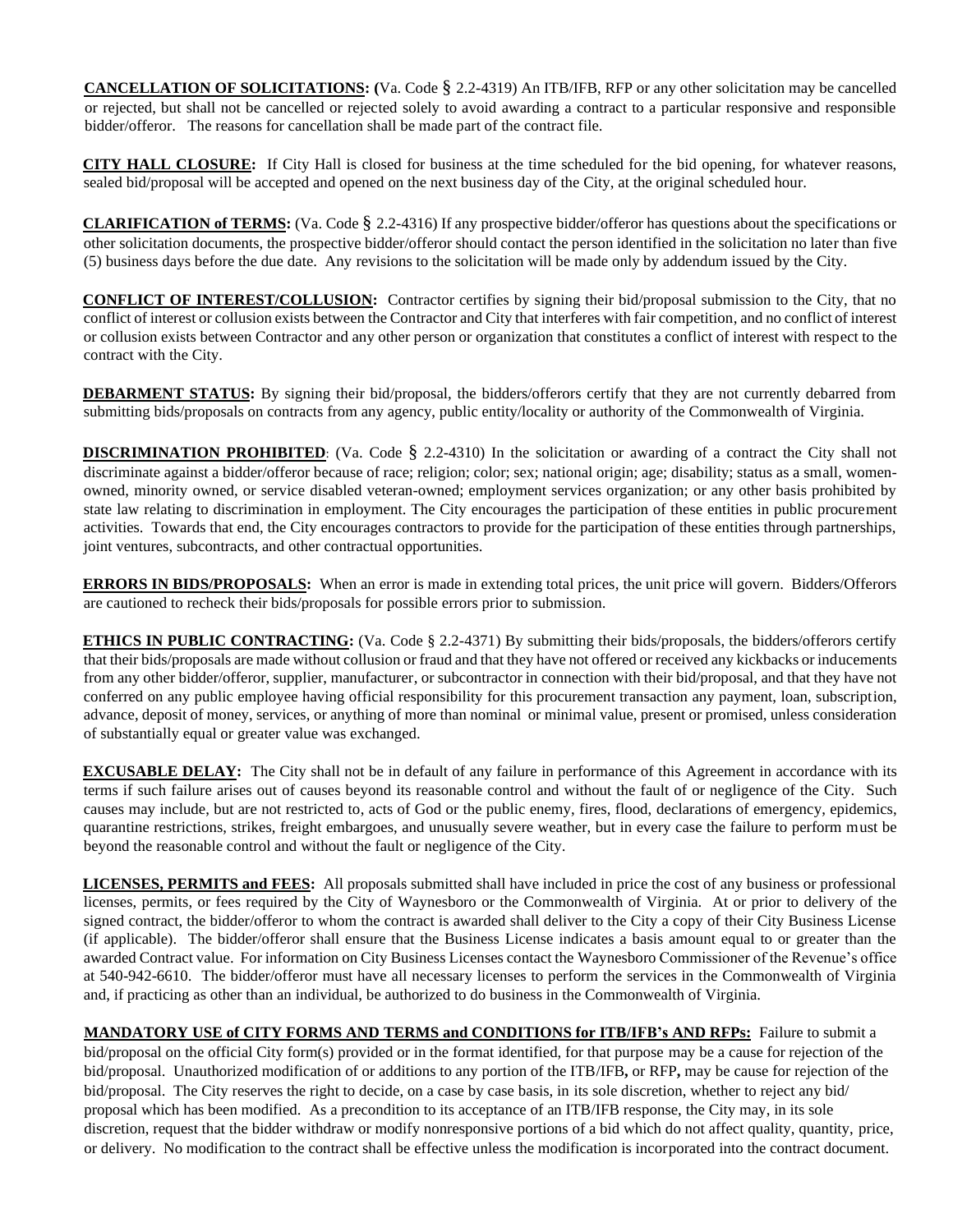**CANCELLATION OF SOLICITATIONS: (**Va. Code § 2.2-4319) An ITB/IFB, RFP or any other solicitation may be cancelled or rejected, but shall not be cancelled or rejected solely to avoid awarding a contract to a particular responsive and responsible bidder/offeror. The reasons for cancellation shall be made part of the contract file.

**CITY HALL CLOSURE:** If City Hall is closed for business at the time scheduled for the bid opening, for whatever reasons, sealed bid/proposal will be accepted and opened on the next business day of the City, at the original scheduled hour.

**CLARIFICATION of TERMS:** (Va. Code § 2.2-4316) If any prospective bidder/offeror has questions about the specifications or other solicitation documents, the prospective bidder/offeror should contact the person identified in the solicitation no later than five (5) business days before the due date. Any revisions to the solicitation will be made only by addendum issued by the City.

**CONFLICT OF INTEREST/COLLUSION:** Contractor certifies by signing their bid/proposal submission to the City, that no conflict of interest or collusion exists between the Contractor and City that interferes with fair competition, and no conflict of interest or collusion exists between Contractor and any other person or organization that constitutes a conflict of interest with respect to the contract with the City.

**DEBARMENT STATUS:** By signing their bid/proposal, the bidders/offerors certify that they are not currently debarred from submitting bids/proposals on contracts from any agency, public entity/locality or authority of the Commonwealth of Virginia.

**DISCRIMINATION PROHIBITED**: (Va. Code § 2.2-4310) In the solicitation or awarding of a contract the City shall not discriminate against a bidder/offeror because of race; religion; color; sex; national origin; age; disability; status as a small, women-owned, minority owned, or service disabled veteran-owned; employment services organization; or any other basis prohibited by state law relating to discrimination in employment. The City encourages the participation of these entities in public procurement activities. Towards that end, the City encourages contractors to provide for the participation of these entities through partnerships, joint ventures, subcontracts, and other contractual opportunities.

**ERRORS IN BIDS/PROPOSALS:** When an error is made in extending total prices, the unit price will govern. Bidders/Offerors are cautioned to recheck their bids/proposals for possible errors prior to submission.

**ETHICS IN PUBLIC CONTRACTING:** (Va. Code § 2.2-4371) By submitting their bids/proposals, the bidders/offerors certify that their bids/proposals are made without collusion or fraud and that they have not offered or received any kickbacks or inducements from any other bidder/offeror, supplier, manufacturer, or subcontractor in connection with their bid/proposal, and that they have not conferred on any public employee having official responsibility for this procurement transaction any payment, loan, subscription, advance, deposit of money, services, or anything of more than nominal or minimal value, present or promised, unless consideration of substantially equal or greater value was exchanged.

**EXCUSABLE DELAY:** The City shall not be in default of any failure in performance of this Agreement in accordance with its terms if such failure arises out of causes beyond its reasonable control and without the fault of or negligence of the City. Such causes may include, but are not restricted to, acts of God or the public enemy, fires, flood, declarations of emergency, epidemics, quarantine restrictions, strikes, freight embargoes, and unusually severe weather, but in every case the failure to perform must be beyond the reasonable control and without the fault or negligence of the City.

**LICENSES, PERMITS and FEES:** All proposals submitted shall have included in price the cost of any business or professional licenses, permits, or fees required by the City of Waynesboro or the Commonwealth of Virginia. At or prior to delivery of the signed contract, the bidder/offeror to whom the contract is awarded shall deliver to the City a copy of their City Business License (if applicable). The bidder/offeror shall ensure that the Business License indicates a basis amount equal to or greater than the awarded Contract value. For information on City Business Licenses contact the Waynesboro Commissioner of the Revenue's office at 540-942-6610. The bidder/offeror must have all necessary licenses to perform the services in the Commonwealth of Virginia and, if practicing as other than an individual, be authorized to do business in the Commonwealth of Virginia.

**MANDATORY USE of CITY FORMS AND TERMS and CONDITIONS for ITB/IFB's AND RFPs:** Failure to submit a bid/proposal on the official City form(s) provided or in the format identified, for that purpose may be a cause for rejection of the bid/proposal. Unauthorized modification of or additions to any portion of the ITB/IFB**,** or RFP**,** may be cause for rejection of the bid/proposal. The City reserves the right to decide, on a case by case basis, in its sole discretion, whether to reject any bid/ proposal which has been modified. As a precondition to its acceptance of an ITB/IFB response, the City may, in its sole discretion, request that the bidder withdraw or modify nonresponsive portions of a bid which do not affect quality, quantity, price, or delivery. No modification to the contract shall be effective unless the modification is incorporated into the contract document.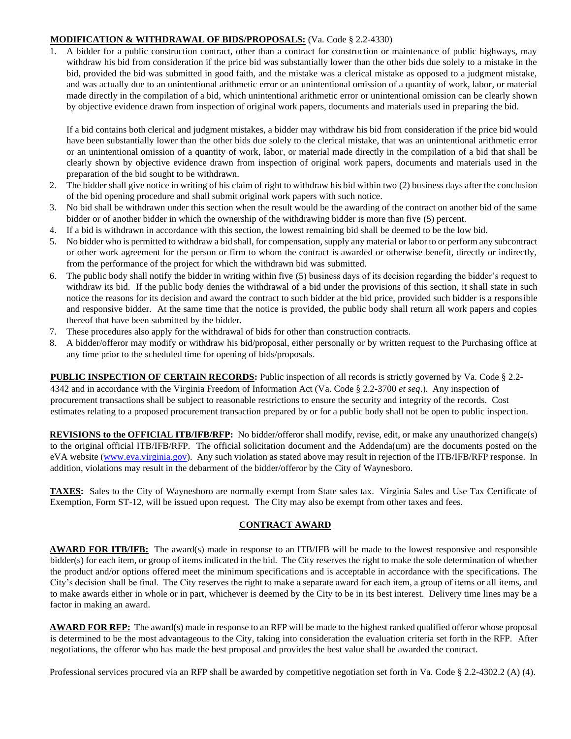**MODIFICATION & WITHDRAWAL OF BIDS/PROPOSALS:** (Va. Code § 2.2-4330)

1. A bidder for a public construction contract, other than a contract for construction or maintenance of public highways, may withdraw his bid from consideration if the price bid was substantially lower than the other bids due solely to a mistake in the bid, provided the bid was submitted in good faith, and the mistake was a clerical mistake as opposed to a judgment mistake, and was actually due to an unintentional arithmetic error or an unintentional omission of a quantity of work, labor, or material made directly in the compilation of a bid, which unintentional arithmetic error or unintentional omission can be clearly shown by objective evidence drawn from inspection of original work papers, documents and materials used in preparing the bid.

   If a bid contains both clerical and judgment mistakes, a bidder may withdraw his bid from consideration if the price bid would have been substantially lower than the other bids due solely to the clerical mistake, that was an unintentional arithmetic error or an unintentional omission of a quantity of work, labor, or material made directly in the compilation of a bid that shall be clearly shown by objective evidence drawn from inspection of original work papers, documents and materials used in the preparation of the bid sought to be withdrawn.
2. The bidder shall give notice in writing of his claim of right to withdraw his bid within two (2) business days after the conclusion of the bid opening procedure and shall submit original work papers with such notice.
3. No bid shall be withdrawn under this section when the result would be the awarding of the contract on another bid of the same bidder or of another bidder in which the ownership of the withdrawing bidder is more than five (5) percent.
4. If a bid is withdrawn in accordance with this section, the lowest remaining bid shall be deemed to be the low bid.
5. No bidder who is permitted to withdraw a bid shall, for compensation, supply any material or labor to or perform any subcontract or other work agreement for the person or firm to whom the contract is awarded or otherwise benefit, directly or indirectly, from the performance of the project for which the withdrawn bid was submitted.
6. The public body shall notify the bidder in writing within five (5) business days of its decision regarding the bidder's request to withdraw its bid. If the public body denies the withdrawal of a bid under the provisions of this section, it shall state in such notice the reasons for its decision and award the contract to such bidder at the bid price, provided such bidder is a responsible and responsive bidder. At the same time that the notice is provided, the public body shall return all work papers and copies thereof that have been submitted by the bidder.
7. These procedures also apply for the withdrawal of bids for other than construction contracts.
8. A bidder/offeror may modify or withdraw his bid/proposal, either personally or by written request to the Purchasing office at any time prior to the scheduled time for opening of bids/proposals.

**PUBLIC INSPECTION OF CERTAIN RECORDS:** Public inspection of all records is strictly governed by Va. Code § 2.2-4342 and in accordance with the Virginia Freedom of Information Act (Va. Code § 2.2-3700 *et seq*.). Any inspection of procurement transactions shall be subject to reasonable restrictions to ensure the security and integrity of the records. Cost estimates relating to a proposed procurement transaction prepared by or for a public body shall not be open to public inspection.

**REVISIONS to the OFFICIAL ITB/IFB/RFP:** No bidder/offeror shall modify, revise, edit, or make any unauthorized change(s) to the original official ITB/IFB/RFP. The official solicitation document and the Addenda(um) are the documents posted on the eVA website (www.eva.virginia.gov). Any such violation as stated above may result in rejection of the ITB/IFB/RFP response. In addition, violations may result in the debarment of the bidder/offeror by the City of Waynesboro.

**TAXES:** Sales to the City of Waynesboro are normally exempt from State sales tax. Virginia Sales and Use Tax Certificate of Exemption, Form ST-12, will be issued upon request. The City may also be exempt from other taxes and fees.

## CONTRACT AWARD

**AWARD FOR ITB/IFB:** The award(s) made in response to an ITB/IFB will be made to the lowest responsive and responsible bidder(s) for each item, or group of items indicated in the bid. The City reserves the right to make the sole determination of whether the product and/or options offered meet the minimum specifications and is acceptable in accordance with the specifications. The City's decision shall be final. The City reserves the right to make a separate award for each item, a group of items or all items, and to make awards either in whole or in part, whichever is deemed by the City to be in its best interest. Delivery time lines may be a factor in making an award.

**AWARD FOR RFP:** The award(s) made in response to an RFP will be made to the highest ranked qualified offeror whose proposal is determined to be the most advantageous to the City, taking into consideration the evaluation criteria set forth in the RFP. After negotiations, the offeror who has made the best proposal and provides the best value shall be awarded the contract.

Professional services procured via an RFP shall be awarded by competitive negotiation set forth in Va. Code § 2.2-4302.2 (A) (4).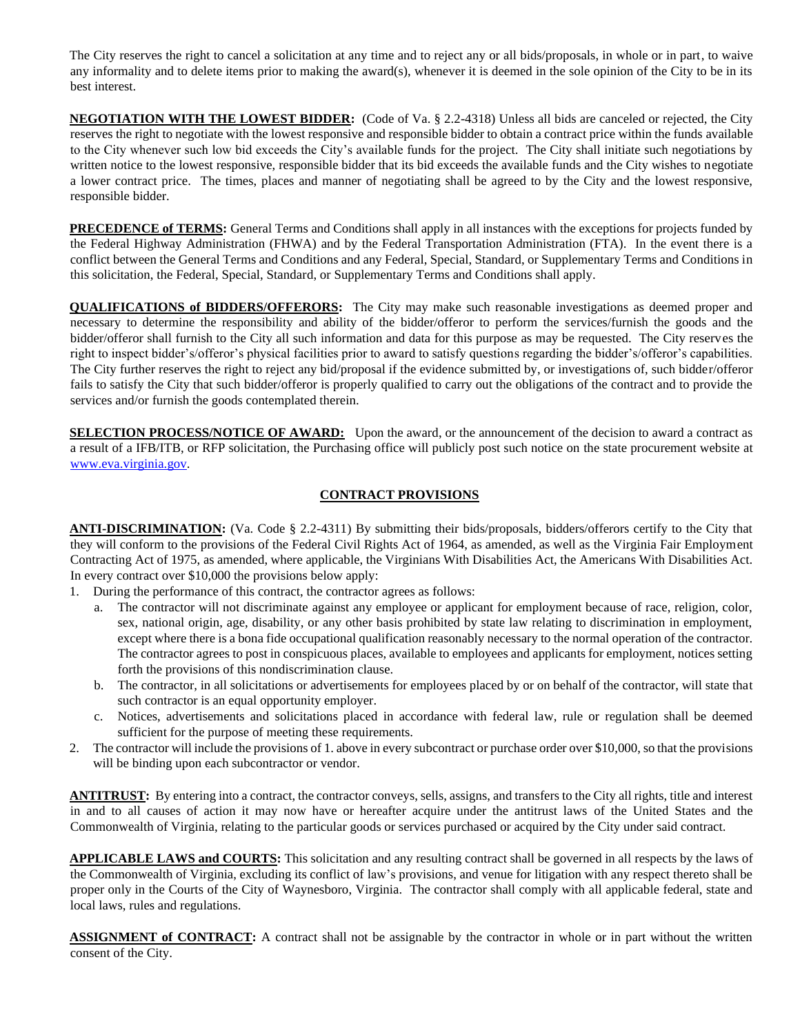The City reserves the right to cancel a solicitation at any time and to reject any or all bids/proposals, in whole or in part, to waive any informality and to delete items prior to making the award(s), whenever it is deemed in the sole opinion of the City to be in its best interest.

**NEGOTIATION WITH THE LOWEST BIDDER:** (Code of Va. § 2.2-4318) Unless all bids are canceled or rejected, the City reserves the right to negotiate with the lowest responsive and responsible bidder to obtain a contract price within the funds available to the City whenever such low bid exceeds the City's available funds for the project. The City shall initiate such negotiations by written notice to the lowest responsive, responsible bidder that its bid exceeds the available funds and the City wishes to negotiate a lower contract price. The times, places and manner of negotiating shall be agreed to by the City and the lowest responsive, responsible bidder.

**PRECEDENCE of TERMS:** General Terms and Conditions shall apply in all instances with the exceptions for projects funded by the Federal Highway Administration (FHWA) and by the Federal Transportation Administration (FTA). In the event there is a conflict between the General Terms and Conditions and any Federal, Special, Standard, or Supplementary Terms and Conditions in this solicitation, the Federal, Special, Standard, or Supplementary Terms and Conditions shall apply.

**QUALIFICATIONS of BIDDERS/OFFERORS:** The City may make such reasonable investigations as deemed proper and necessary to determine the responsibility and ability of the bidder/offeror to perform the services/furnish the goods and the bidder/offeror shall furnish to the City all such information and data for this purpose as may be requested. The City reserves the right to inspect bidder's/offeror's physical facilities prior to award to satisfy questions regarding the bidder's/offeror's capabilities. The City further reserves the right to reject any bid/proposal if the evidence submitted by, or investigations of, such bidder/offeror fails to satisfy the City that such bidder/offeror is properly qualified to carry out the obligations of the contract and to provide the services and/or furnish the goods contemplated therein.

**SELECTION PROCESS/NOTICE OF AWARD:** Upon the award, or the announcement of the decision to award a contract as a result of a IFB/ITB, or RFP solicitation, the Purchasing office will publicly post such notice on the state procurement website at www.eva.virginia.gov.

## CONTRACT PROVISIONS

**ANTI-DISCRIMINATION:** (Va. Code § 2.2-4311) By submitting their bids/proposals, bidders/offerors certify to the City that they will conform to the provisions of the Federal Civil Rights Act of 1964, as amended, as well as the Virginia Fair Employment Contracting Act of 1975, as amended, where applicable, the Virginians With Disabilities Act, the Americans With Disabilities Act. In every contract over $10,000 the provisions below apply:

1. During the performance of this contract, the contractor agrees as follows:
   a. The contractor will not discriminate against any employee or applicant for employment because of race, religion, color, sex, national origin, age, disability, or any other basis prohibited by state law relating to discrimination in employment, except where there is a bona fide occupational qualification reasonably necessary to the normal operation of the contractor. The contractor agrees to post in conspicuous places, available to employees and applicants for employment, notices setting forth the provisions of this nondiscrimination clause.
   b. The contractor, in all solicitations or advertisements for employees placed by or on behalf of the contractor, will state that such contractor is an equal opportunity employer.
   c. Notices, advertisements and solicitations placed in accordance with federal law, rule or regulation shall be deemed sufficient for the purpose of meeting these requirements.
2. The contractor will include the provisions of 1. above in every subcontract or purchase order over $10,000, so that the provisions will be binding upon each subcontractor or vendor.

**ANTITRUST:** By entering into a contract, the contractor conveys, sells, assigns, and transfers to the City all rights, title and interest in and to all causes of action it may now have or hereafter acquire under the antitrust laws of the United States and the Commonwealth of Virginia, relating to the particular goods or services purchased or acquired by the City under said contract.

**APPLICABLE LAWS and COURTS:** This solicitation and any resulting contract shall be governed in all respects by the laws of the Commonwealth of Virginia, excluding its conflict of law's provisions, and venue for litigation with any respect thereto shall be proper only in the Courts of the City of Waynesboro, Virginia. The contractor shall comply with all applicable federal, state and local laws, rules and regulations.

**ASSIGNMENT of CONTRACT:** A contract shall not be assignable by the contractor in whole or in part without the written consent of the City.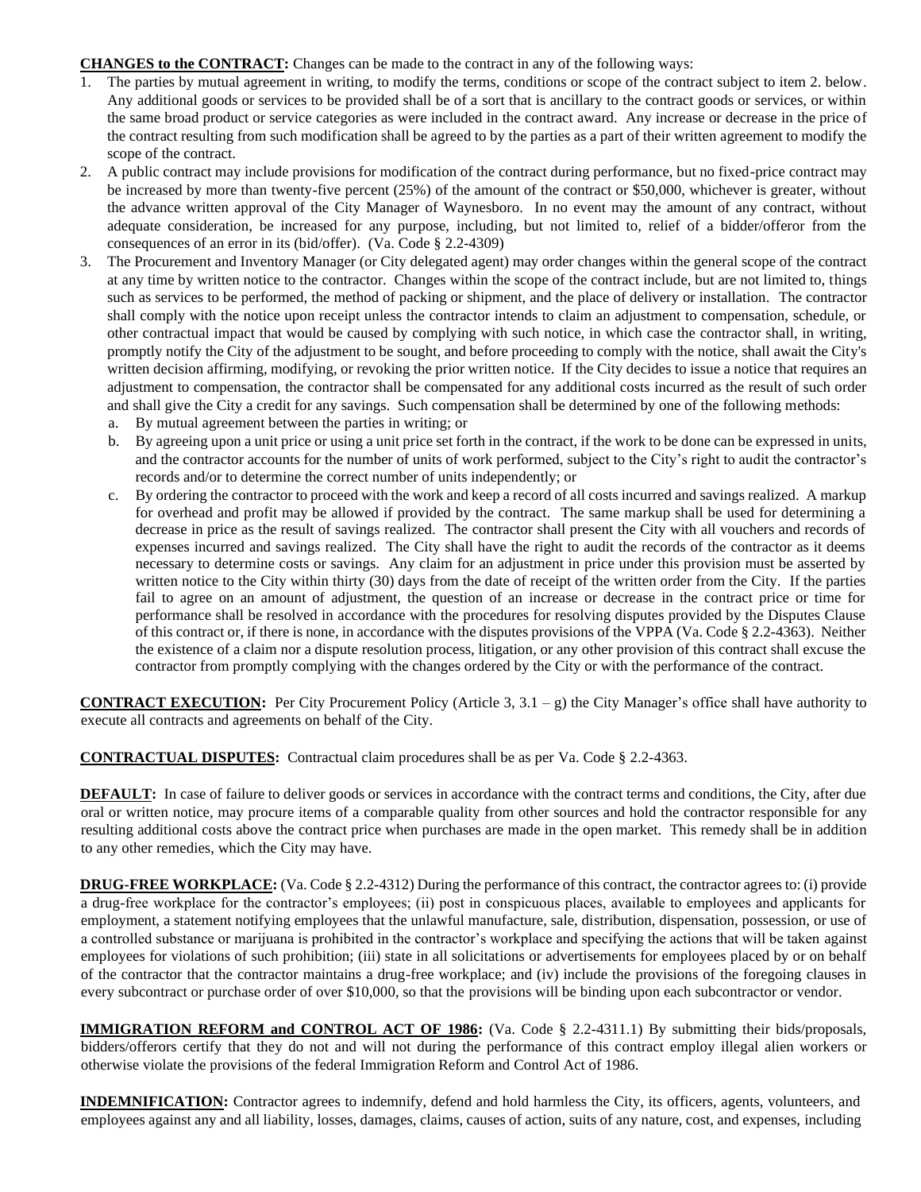**CHANGES to the CONTRACT:** Changes can be made to the contract in any of the following ways:

1. The parties by mutual agreement in writing, to modify the terms, conditions or scope of the contract subject to item 2. below. Any additional goods or services to be provided shall be of a sort that is ancillary to the contract goods or services, or within the same broad product or service categories as were included in the contract award. Any increase or decrease in the price of the contract resulting from such modification shall be agreed to by the parties as a part of their written agreement to modify the scope of the contract.
2. A public contract may include provisions for modification of the contract during performance, but no fixed-price contract may be increased by more than twenty-five percent (25%) of the amount of the contract or $50,000, whichever is greater, without the advance written approval of the City Manager of Waynesboro. In no event may the amount of any contract, without adequate consideration, be increased for any purpose, including, but not limited to, relief of a bidder/offeror from the consequences of an error in its (bid/offer). (Va. Code § 2.2-4309)
3. The Procurement and Inventory Manager (or City delegated agent) may order changes within the general scope of the contract at any time by written notice to the contractor. Changes within the scope of the contract include, but are not limited to, things such as services to be performed, the method of packing or shipment, and the place of delivery or installation. The contractor shall comply with the notice upon receipt unless the contractor intends to claim an adjustment to compensation, schedule, or other contractual impact that would be caused by complying with such notice, in which case the contractor shall, in writing, promptly notify the City of the adjustment to be sought, and before proceeding to comply with the notice, shall await the City's written decision affirming, modifying, or revoking the prior written notice. If the City decides to issue a notice that requires an adjustment to compensation, the contractor shall be compensated for any additional costs incurred as the result of such order and shall give the City a credit for any savings. Such compensation shall be determined by one of the following methods:
   a. By mutual agreement between the parties in writing; or
   b. By agreeing upon a unit price or using a unit price set forth in the contract, if the work to be done can be expressed in units, and the contractor accounts for the number of units of work performed, subject to the City's right to audit the contractor's records and/or to determine the correct number of units independently; or
   c. By ordering the contractor to proceed with the work and keep a record of all costs incurred and savings realized. A markup for overhead and profit may be allowed if provided by the contract. The same markup shall be used for determining a decrease in price as the result of savings realized. The contractor shall present the City with all vouchers and records of expenses incurred and savings realized. The City shall have the right to audit the records of the contractor as it deems necessary to determine costs or savings. Any claim for an adjustment in price under this provision must be asserted by written notice to the City within thirty (30) days from the date of receipt of the written order from the City. If the parties fail to agree on an amount of adjustment, the question of an increase or decrease in the contract price or time for performance shall be resolved in accordance with the procedures for resolving disputes provided by the Disputes Clause of this contract or, if there is none, in accordance with the disputes provisions of the VPPA (Va. Code § 2.2-4363). Neither the existence of a claim nor a dispute resolution process, litigation, or any other provision of this contract shall excuse the contractor from promptly complying with the changes ordered by the City or with the performance of the contract.

**CONTRACT EXECUTION:** Per City Procurement Policy (Article 3, 3.1 – g) the City Manager's office shall have authority to execute all contracts and agreements on behalf of the City.

**CONTRACTUAL DISPUTES:** Contractual claim procedures shall be as per Va. Code § 2.2-4363.

**DEFAULT:** In case of failure to deliver goods or services in accordance with the contract terms and conditions, the City, after due oral or written notice, may procure items of a comparable quality from other sources and hold the contractor responsible for any resulting additional costs above the contract price when purchases are made in the open market. This remedy shall be in addition to any other remedies, which the City may have.

**DRUG-FREE WORKPLACE:** (Va. Code § 2.2-4312) During the performance of this contract, the contractor agrees to: (i) provide a drug-free workplace for the contractor's employees; (ii) post in conspicuous places, available to employees and applicants for employment, a statement notifying employees that the unlawful manufacture, sale, distribution, dispensation, possession, or use of a controlled substance or marijuana is prohibited in the contractor's workplace and specifying the actions that will be taken against employees for violations of such prohibition; (iii) state in all solicitations or advertisements for employees placed by or on behalf of the contractor that the contractor maintains a drug-free workplace; and (iv) include the provisions of the foregoing clauses in every subcontract or purchase order of over $10,000, so that the provisions will be binding upon each subcontractor or vendor.

**IMMIGRATION REFORM and CONTROL ACT OF 1986:** (Va. Code § 2.2-4311.1) By submitting their bids/proposals, bidders/offerors certify that they do not and will not during the performance of this contract employ illegal alien workers or otherwise violate the provisions of the federal Immigration Reform and Control Act of 1986.

**INDEMNIFICATION:** Contractor agrees to indemnify, defend and hold harmless the City, its officers, agents, volunteers, and employees against any and all liability, losses, damages, claims, causes of action, suits of any nature, cost, and expenses, including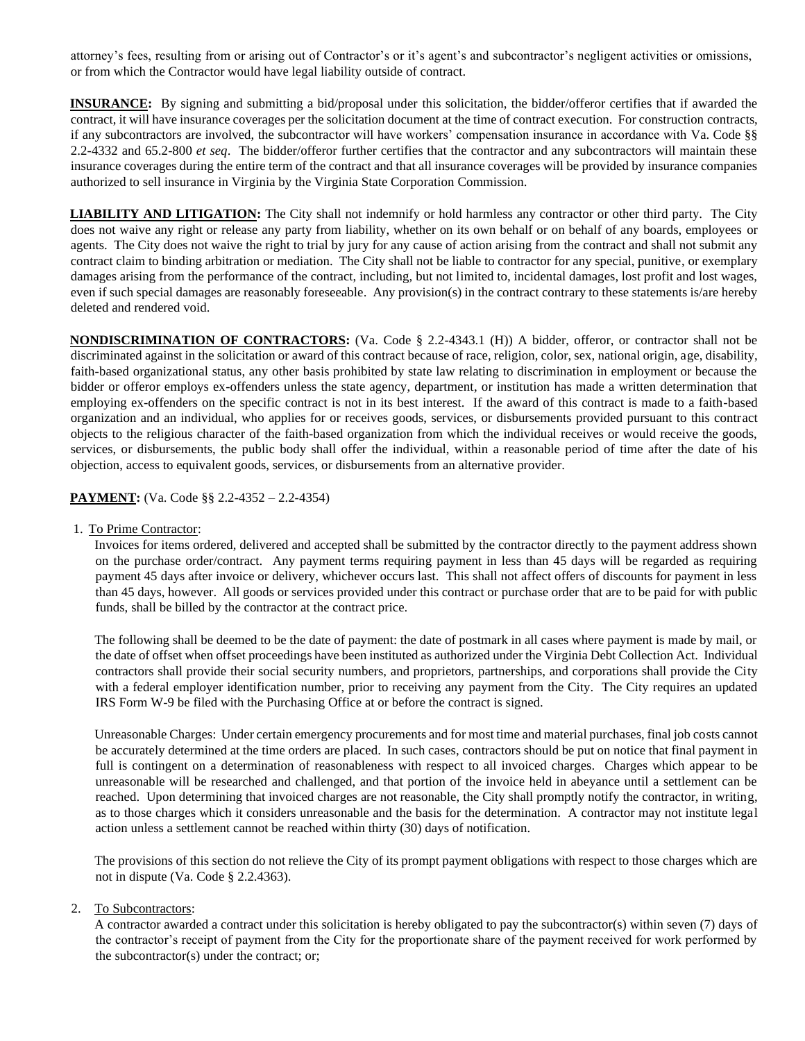attorney's fees, resulting from or arising out of Contractor's or it's agent's and subcontractor's negligent activities or omissions, or from which the Contractor would have legal liability outside of contract.

**INSURANCE:** By signing and submitting a bid/proposal under this solicitation, the bidder/offeror certifies that if awarded the contract, it will have insurance coverages per the solicitation document at the time of contract execution. For construction contracts, if any subcontractors are involved, the subcontractor will have workers' compensation insurance in accordance with Va. Code §§ 2.2-4332 and 65.2-800 *et seq*. The bidder/offeror further certifies that the contractor and any subcontractors will maintain these insurance coverages during the entire term of the contract and that all insurance coverages will be provided by insurance companies authorized to sell insurance in Virginia by the Virginia State Corporation Commission.

**LIABILITY AND LITIGATION:** The City shall not indemnify or hold harmless any contractor or other third party. The City does not waive any right or release any party from liability, whether on its own behalf or on behalf of any boards, employees or agents. The City does not waive the right to trial by jury for any cause of action arising from the contract and shall not submit any contract claim to binding arbitration or mediation. The City shall not be liable to contractor for any special, punitive, or exemplary damages arising from the performance of the contract, including, but not limited to, incidental damages, lost profit and lost wages, even if such special damages are reasonably foreseeable. Any provision(s) in the contract contrary to these statements is/are hereby deleted and rendered void.

**NONDISCRIMINATION OF CONTRACTORS:** (Va. Code § 2.2-4343.1 (H)) A bidder, offeror, or contractor shall not be discriminated against in the solicitation or award of this contract because of race, religion, color, sex, national origin, age, disability, faith-based organizational status, any other basis prohibited by state law relating to discrimination in employment or because the bidder or offeror employs ex-offenders unless the state agency, department, or institution has made a written determination that employing ex-offenders on the specific contract is not in its best interest. If the award of this contract is made to a faith-based organization and an individual, who applies for or receives goods, services, or disbursements provided pursuant to this contract objects to the religious character of the faith-based organization from which the individual receives or would receive the goods, services, or disbursements, the public body shall offer the individual, within a reasonable period of time after the date of his objection, access to equivalent goods, services, or disbursements from an alternative provider.

**PAYMENT:** (Va. Code §§ 2.2-4352 – 2.2-4354)

1. To Prime Contractor:

   Invoices for items ordered, delivered and accepted shall be submitted by the contractor directly to the payment address shown on the purchase order/contract. Any payment terms requiring payment in less than 45 days will be regarded as requiring payment 45 days after invoice or delivery, whichever occurs last. This shall not affect offers of discounts for payment in less than 45 days, however. All goods or services provided under this contract or purchase order that are to be paid for with public funds, shall be billed by the contractor at the contract price.

   The following shall be deemed to be the date of payment: the date of postmark in all cases where payment is made by mail, or the date of offset when offset proceedings have been instituted as authorized under the Virginia Debt Collection Act. Individual contractors shall provide their social security numbers, and proprietors, partnerships, and corporations shall provide the City with a federal employer identification number, prior to receiving any payment from the City. The City requires an updated IRS Form W-9 be filed with the Purchasing Office at or before the contract is signed.

   Unreasonable Charges: Under certain emergency procurements and for most time and material purchases, final job costs cannot be accurately determined at the time orders are placed. In such cases, contractors should be put on notice that final payment in full is contingent on a determination of reasonableness with respect to all invoiced charges. Charges which appear to be unreasonable will be researched and challenged, and that portion of the invoice held in abeyance until a settlement can be reached. Upon determining that invoiced charges are not reasonable, the City shall promptly notify the contractor, in writing, as to those charges which it considers unreasonable and the basis for the determination. A contractor may not institute legal action unless a settlement cannot be reached within thirty (30) days of notification.

   The provisions of this section do not relieve the City of its prompt payment obligations with respect to those charges which are not in dispute (Va. Code § 2.2.4363).

2. To Subcontractors:

   A contractor awarded a contract under this solicitation is hereby obligated to pay the subcontractor(s) within seven (7) days of the contractor's receipt of payment from the City for the proportionate share of the payment received for work performed by the subcontractor(s) under the contract; or;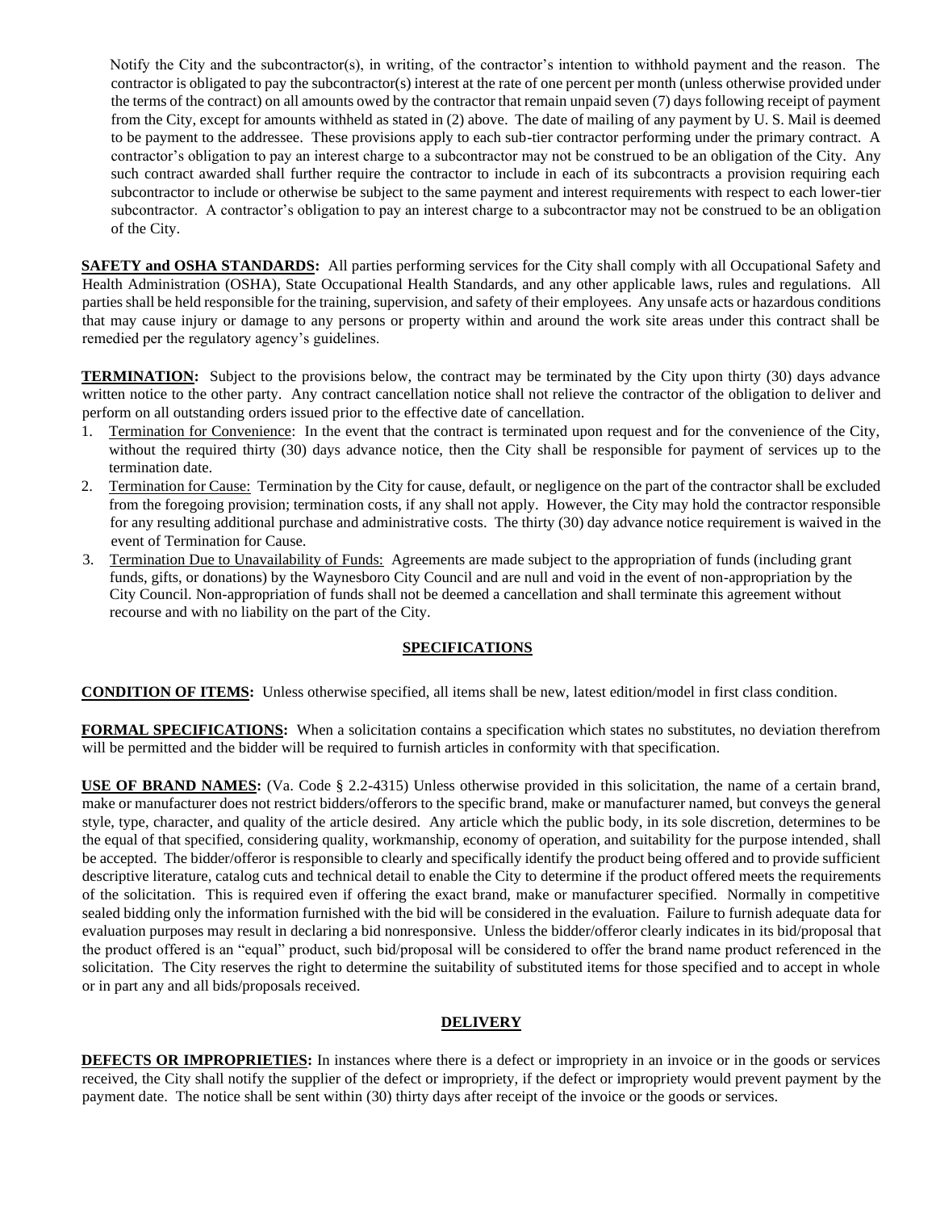Notify the City and the subcontractor(s), in writing, of the contractor's intention to withhold payment and the reason. The contractor is obligated to pay the subcontractor(s) interest at the rate of one percent per month (unless otherwise provided under the terms of the contract) on all amounts owed by the contractor that remain unpaid seven (7) days following receipt of payment from the City, except for amounts withheld as stated in (2) above. The date of mailing of any payment by U. S. Mail is deemed to be payment to the addressee. These provisions apply to each sub-tier contractor performing under the primary contract. A contractor's obligation to pay an interest charge to a subcontractor may not be construed to be an obligation of the City. Any such contract awarded shall further require the contractor to include in each of its subcontracts a provision requiring each subcontractor to include or otherwise be subject to the same payment and interest requirements with respect to each lower-tier subcontractor. A contractor's obligation to pay an interest charge to a subcontractor may not be construed to be an obligation of the City.

**SAFETY and OSHA STANDARDS:** All parties performing services for the City shall comply with all Occupational Safety and Health Administration (OSHA), State Occupational Health Standards, and any other applicable laws, rules and regulations. All parties shall be held responsible for the training, supervision, and safety of their employees. Any unsafe acts or hazardous conditions that may cause injury or damage to any persons or property within and around the work site areas under this contract shall be remedied per the regulatory agency's guidelines.

**TERMINATION:** Subject to the provisions below, the contract may be terminated by the City upon thirty (30) days advance written notice to the other party. Any contract cancellation notice shall not relieve the contractor of the obligation to deliver and perform on all outstanding orders issued prior to the effective date of cancellation.

1. Termination for Convenience: In the event that the contract is terminated upon request and for the convenience of the City, without the required thirty (30) days advance notice, then the City shall be responsible for payment of services up to the termination date.
2. Termination for Cause: Termination by the City for cause, default, or negligence on the part of the contractor shall be excluded from the foregoing provision; termination costs, if any shall not apply. However, the City may hold the contractor responsible for any resulting additional purchase and administrative costs. The thirty (30) day advance notice requirement is waived in the event of Termination for Cause.
3. Termination Due to Unavailability of Funds: Agreements are made subject to the appropriation of funds (including grant funds, gifts, or donations) by the Waynesboro City Council and are null and void in the event of non-appropriation by the City Council. Non-appropriation of funds shall not be deemed a cancellation and shall terminate this agreement without recourse and with no liability on the part of the City.

## SPECIFICATIONS

**CONDITION OF ITEMS:** Unless otherwise specified, all items shall be new, latest edition/model in first class condition.

**FORMAL SPECIFICATIONS:** When a solicitation contains a specification which states no substitutes, no deviation therefrom will be permitted and the bidder will be required to furnish articles in conformity with that specification.

**USE OF BRAND NAMES:** (Va. Code § 2.2-4315) Unless otherwise provided in this solicitation, the name of a certain brand, make or manufacturer does not restrict bidders/offerors to the specific brand, make or manufacturer named, but conveys the general style, type, character, and quality of the article desired. Any article which the public body, in its sole discretion, determines to be the equal of that specified, considering quality, workmanship, economy of operation, and suitability for the purpose intended, shall be accepted. The bidder/offeror is responsible to clearly and specifically identify the product being offered and to provide sufficient descriptive literature, catalog cuts and technical detail to enable the City to determine if the product offered meets the requirements of the solicitation. This is required even if offering the exact brand, make or manufacturer specified. Normally in competitive sealed bidding only the information furnished with the bid will be considered in the evaluation. Failure to furnish adequate data for evaluation purposes may result in declaring a bid nonresponsive. Unless the bidder/offeror clearly indicates in its bid/proposal that the product offered is an "equal" product, such bid/proposal will be considered to offer the brand name product referenced in the solicitation. The City reserves the right to determine the suitability of substituted items for those specified and to accept in whole or in part any and all bids/proposals received.

## DELIVERY

**DEFECTS OR IMPROPRIETIES:** In instances where there is a defect or impropriety in an invoice or in the goods or services received, the City shall notify the supplier of the defect or impropriety, if the defect or impropriety would prevent payment by the payment date. The notice shall be sent within (30) thirty days after receipt of the invoice or the goods or services.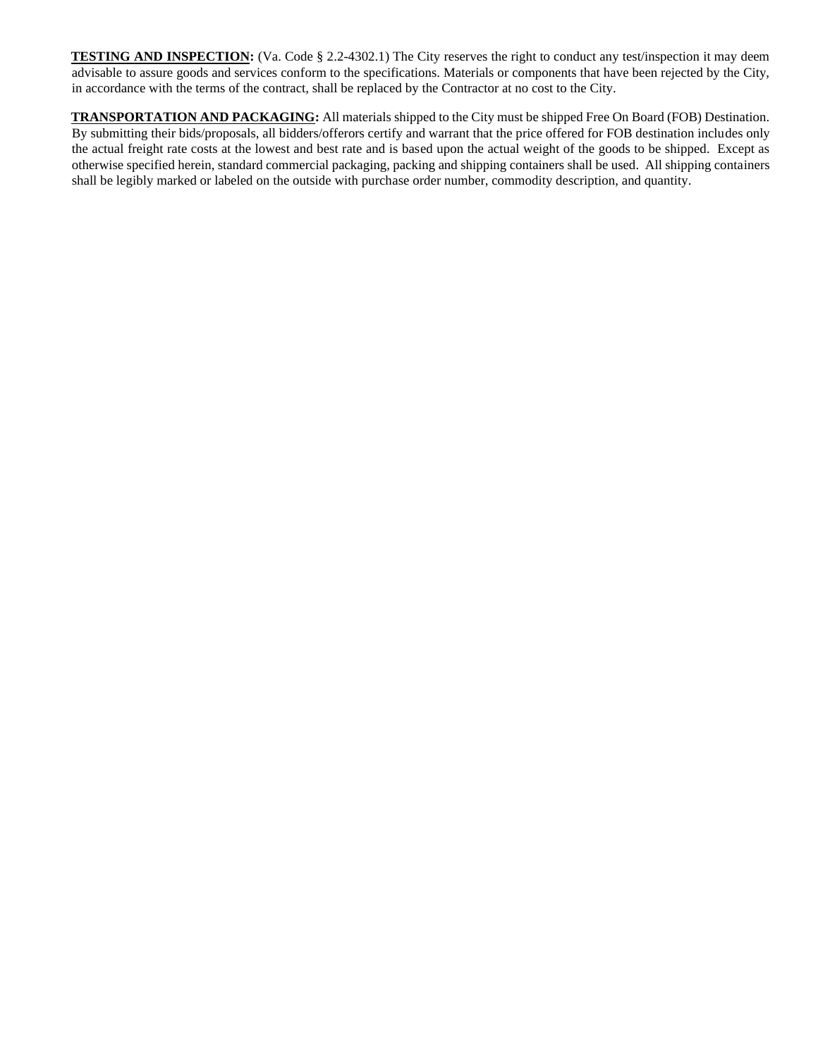**TESTING AND INSPECTION:** (Va. Code § 2.2-4302.1) The City reserves the right to conduct any test/inspection it may deem advisable to assure goods and services conform to the specifications. Materials or components that have been rejected by the City, in accordance with the terms of the contract, shall be replaced by the Contractor at no cost to the City.

**TRANSPORTATION AND PACKAGING:** All materials shipped to the City must be shipped Free On Board (FOB) Destination. By submitting their bids/proposals, all bidders/offerors certify and warrant that the price offered for FOB destination includes only the actual freight rate costs at the lowest and best rate and is based upon the actual weight of the goods to be shipped. Except as otherwise specified herein, standard commercial packaging, packing and shipping containers shall be used. All shipping containers shall be legibly marked or labeled on the outside with purchase order number, commodity description, and quantity.